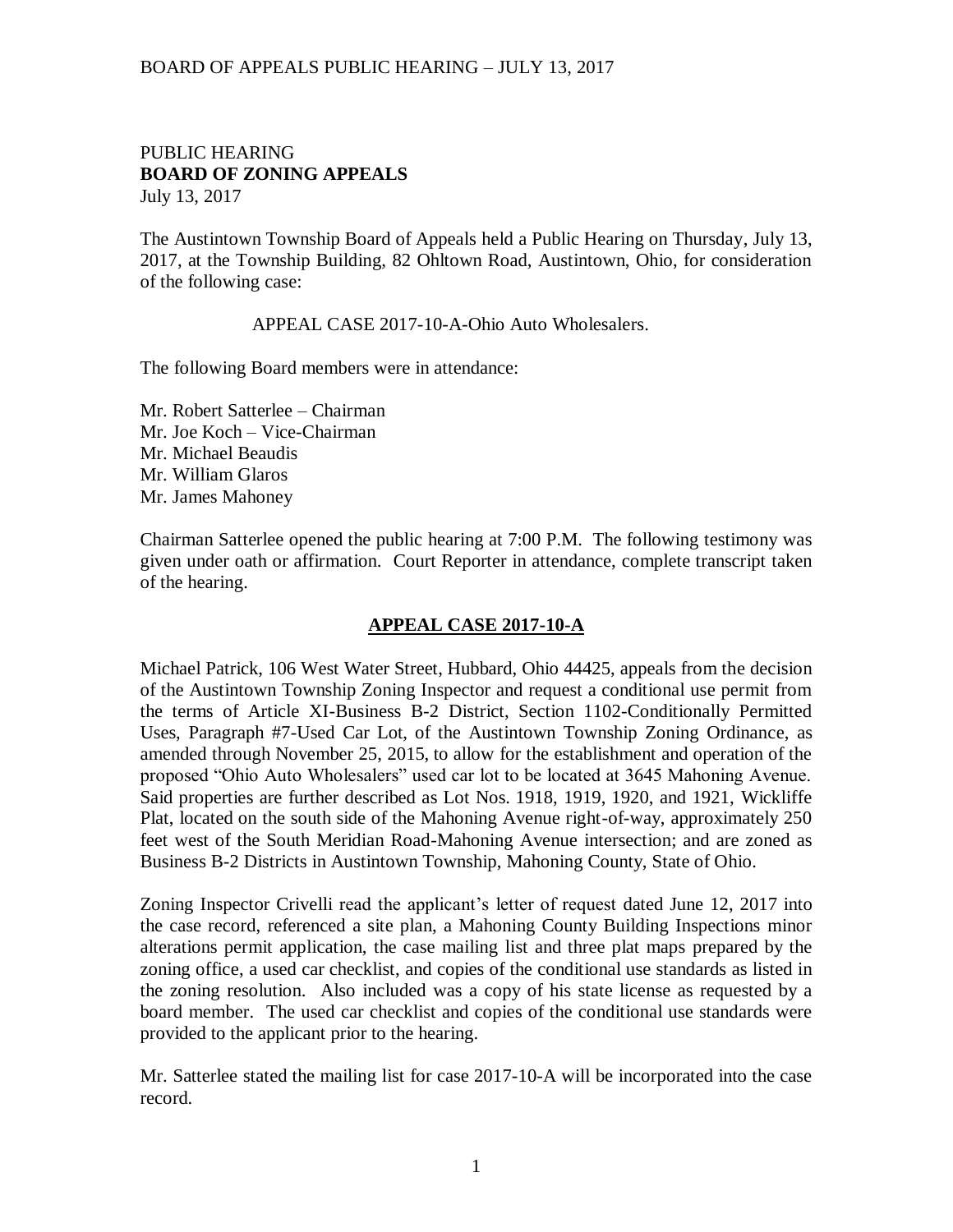PUBLIC HEARING
**BOARD OF ZONING APPEALS**
July 13, 2017

The Austintown Township Board of Appeals held a Public Hearing on Thursday, July 13, 2017, at the Township Building, 82 Ohltown Road, Austintown, Ohio, for consideration of the following case:

APPEAL CASE 2017-10-A-Ohio Auto Wholesalers.

The following Board members were in attendance:

Mr. Robert Satterlee – Chairman
Mr. Joe Koch – Vice-Chairman
Mr. Michael Beaudis
Mr. William Glaros
Mr. James Mahoney

Chairman Satterlee opened the public hearing at 7:00 P.M. The following testimony was given under oath or affirmation. Court Reporter in attendance, complete transcript taken of the hearing.

## APPEAL CASE 2017-10-A

Michael Patrick, 106 West Water Street, Hubbard, Ohio 44425, appeals from the decision of the Austintown Township Zoning Inspector and request a conditional use permit from the terms of Article XI-Business B-2 District, Section 1102-Conditionally Permitted Uses, Paragraph #7-Used Car Lot, of the Austintown Township Zoning Ordinance, as amended through November 25, 2015, to allow for the establishment and operation of the proposed "Ohio Auto Wholesalers" used car lot to be located at 3645 Mahoning Avenue. Said properties are further described as Lot Nos. 1918, 1919, 1920, and 1921, Wickliffe Plat, located on the south side of the Mahoning Avenue right-of-way, approximately 250 feet west of the South Meridian Road-Mahoning Avenue intersection; and are zoned as Business B-2 Districts in Austintown Township, Mahoning County, State of Ohio.

Zoning Inspector Crivelli read the applicant's letter of request dated June 12, 2017 into the case record, referenced a site plan, a Mahoning County Building Inspections minor alterations permit application, the case mailing list and three plat maps prepared by the zoning office, a used car checklist, and copies of the conditional use standards as listed in the zoning resolution. Also included was a copy of his state license as requested by a board member. The used car checklist and copies of the conditional use standards were provided to the applicant prior to the hearing.

Mr. Satterlee stated the mailing list for case 2017-10-A will be incorporated into the case record.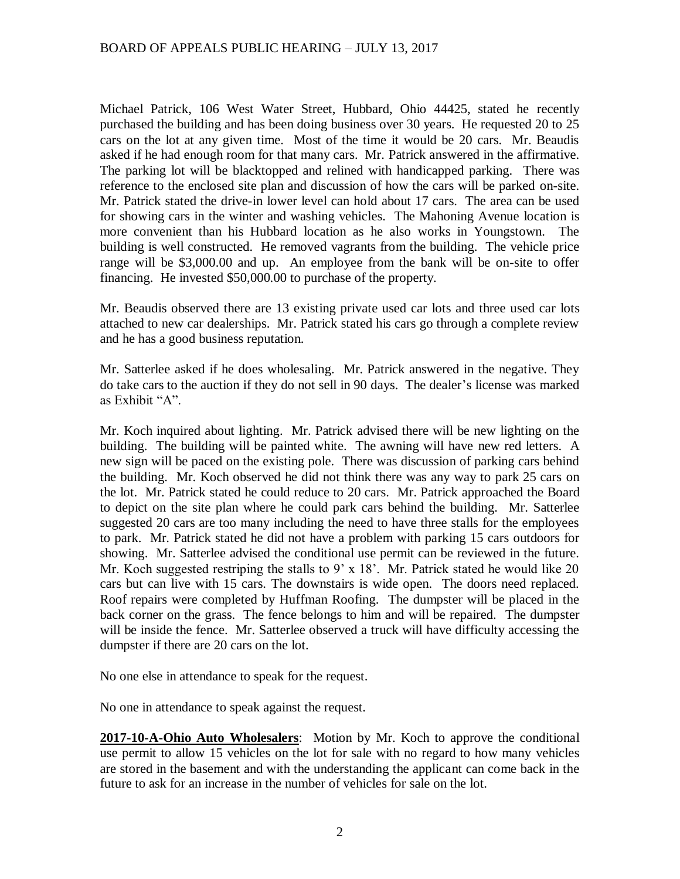Michael Patrick, 106 West Water Street, Hubbard, Ohio 44425, stated he recently purchased the building and has been doing business over 30 years. He requested 20 to 25 cars on the lot at any given time. Most of the time it would be 20 cars. Mr. Beaudis asked if he had enough room for that many cars. Mr. Patrick answered in the affirmative. The parking lot will be blacktopped and relined with handicapped parking. There was reference to the enclosed site plan and discussion of how the cars will be parked on-site. Mr. Patrick stated the drive-in lower level can hold about 17 cars. The area can be used for showing cars in the winter and washing vehicles. The Mahoning Avenue location is more convenient than his Hubbard location as he also works in Youngstown. The building is well constructed. He removed vagrants from the building. The vehicle price range will be $3,000.00 and up. An employee from the bank will be on-site to offer financing. He invested $50,000.00 to purchase of the property.

Mr. Beaudis observed there are 13 existing private used car lots and three used car lots attached to new car dealerships. Mr. Patrick stated his cars go through a complete review and he has a good business reputation.

Mr. Satterlee asked if he does wholesaling. Mr. Patrick answered in the negative. They do take cars to the auction if they do not sell in 90 days. The dealer's license was marked as Exhibit "A".

Mr. Koch inquired about lighting. Mr. Patrick advised there will be new lighting on the building. The building will be painted white. The awning will have new red letters. A new sign will be paced on the existing pole. There was discussion of parking cars behind the building. Mr. Koch observed he did not think there was any way to park 25 cars on the lot. Mr. Patrick stated he could reduce to 20 cars. Mr. Patrick approached the Board to depict on the site plan where he could park cars behind the building. Mr. Satterlee suggested 20 cars are too many including the need to have three stalls for the employees to park. Mr. Patrick stated he did not have a problem with parking 15 cars outdoors for showing. Mr. Satterlee advised the conditional use permit can be reviewed in the future. Mr. Koch suggested restriping the stalls to 9' x 18'. Mr. Patrick stated he would like 20 cars but can live with 15 cars. The downstairs is wide open. The doors need replaced. Roof repairs were completed by Huffman Roofing. The dumpster will be placed in the back corner on the grass. The fence belongs to him and will be repaired. The dumpster will be inside the fence. Mr. Satterlee observed a truck will have difficulty accessing the dumpster if there are 20 cars on the lot.

No one else in attendance to speak for the request.

No one in attendance to speak against the request.

**2017-10-A-Ohio Auto Wholesalers**: Motion by Mr. Koch to approve the conditional use permit to allow 15 vehicles on the lot for sale with no regard to how many vehicles are stored in the basement and with the understanding the applicant can come back in the future to ask for an increase in the number of vehicles for sale on the lot.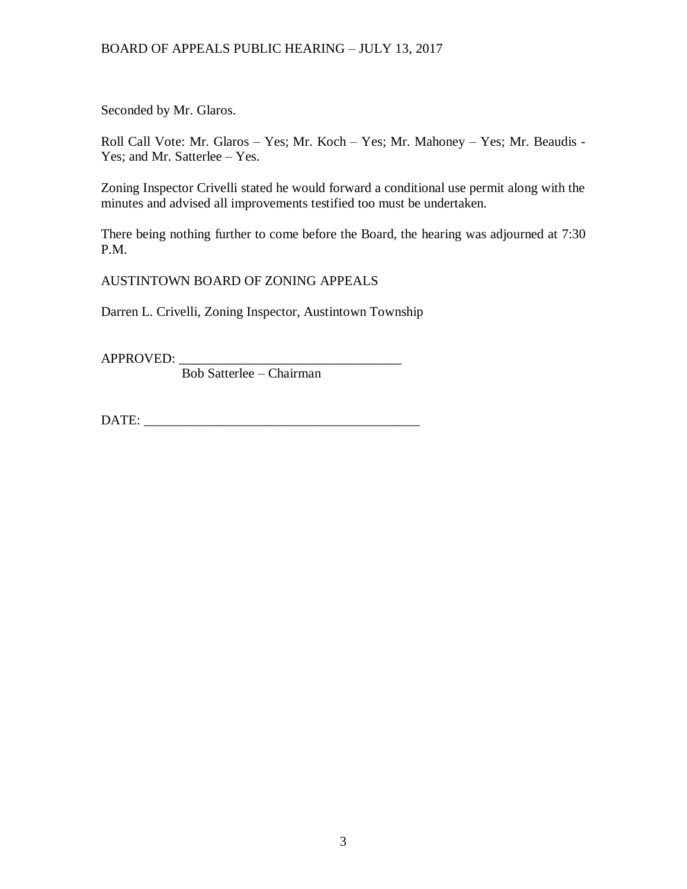Seconded by Mr. Glaros.

Roll Call Vote: Mr. Glaros – Yes; Mr. Koch – Yes; Mr. Mahoney – Yes; Mr. Beaudis - Yes; and Mr. Satterlee – Yes.

Zoning Inspector Crivelli stated he would forward a conditional use permit along with the minutes and advised all improvements testified too must be undertaken.

There being nothing further to come before the Board, the hearing was adjourned at 7:30 P.M.

AUSTINTOWN BOARD OF ZONING APPEALS

Darren L. Crivelli, Zoning Inspector, Austintown Township

APPROVED: ________________________________
Bob Satterlee – Chairman

DATE: __________________________________________